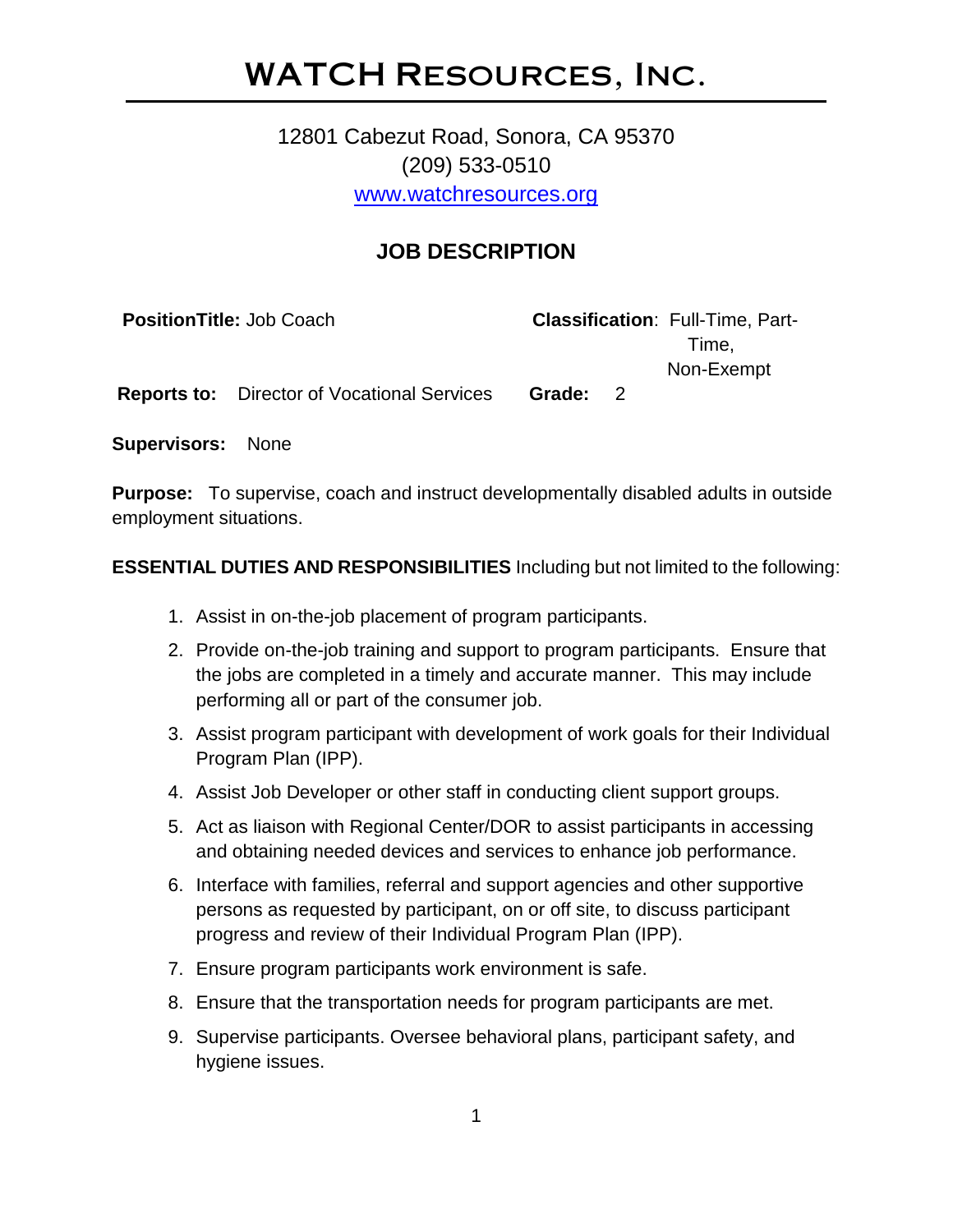# WATCH Resources, Inc.

12801 Cabezut Road, Sonora, CA 95370
(209) 533-0510
www.watchresources.org

## JOB DESCRIPTION

**PositionTitle:** Job Coach

**Classification**: Full-Time, Part-Time, Non-Exempt

**Reports to:** Director of Vocational Services

**Grade:** 2

**Supervisors:** None

**Purpose:** To supervise, coach and instruct developmentally disabled adults in outside employment situations.

**ESSENTIAL DUTIES AND RESPONSIBILITIES** Including but not limited to the following:

1. Assist in on-the-job placement of program participants.
2. Provide on-the-job training and support to program participants. Ensure that the jobs are completed in a timely and accurate manner. This may include performing all or part of the consumer job.
3. Assist program participant with development of work goals for their Individual Program Plan (IPP).
4. Assist Job Developer or other staff in conducting client support groups.
5. Act as liaison with Regional Center/DOR to assist participants in accessing and obtaining needed devices and services to enhance job performance.
6. Interface with families, referral and support agencies and other supportive persons as requested by participant, on or off site, to discuss participant progress and review of their Individual Program Plan (IPP).
7. Ensure program participants work environment is safe.
8. Ensure that the transportation needs for program participants are met.
9. Supervise participants. Oversee behavioral plans, participant safety, and hygiene issues.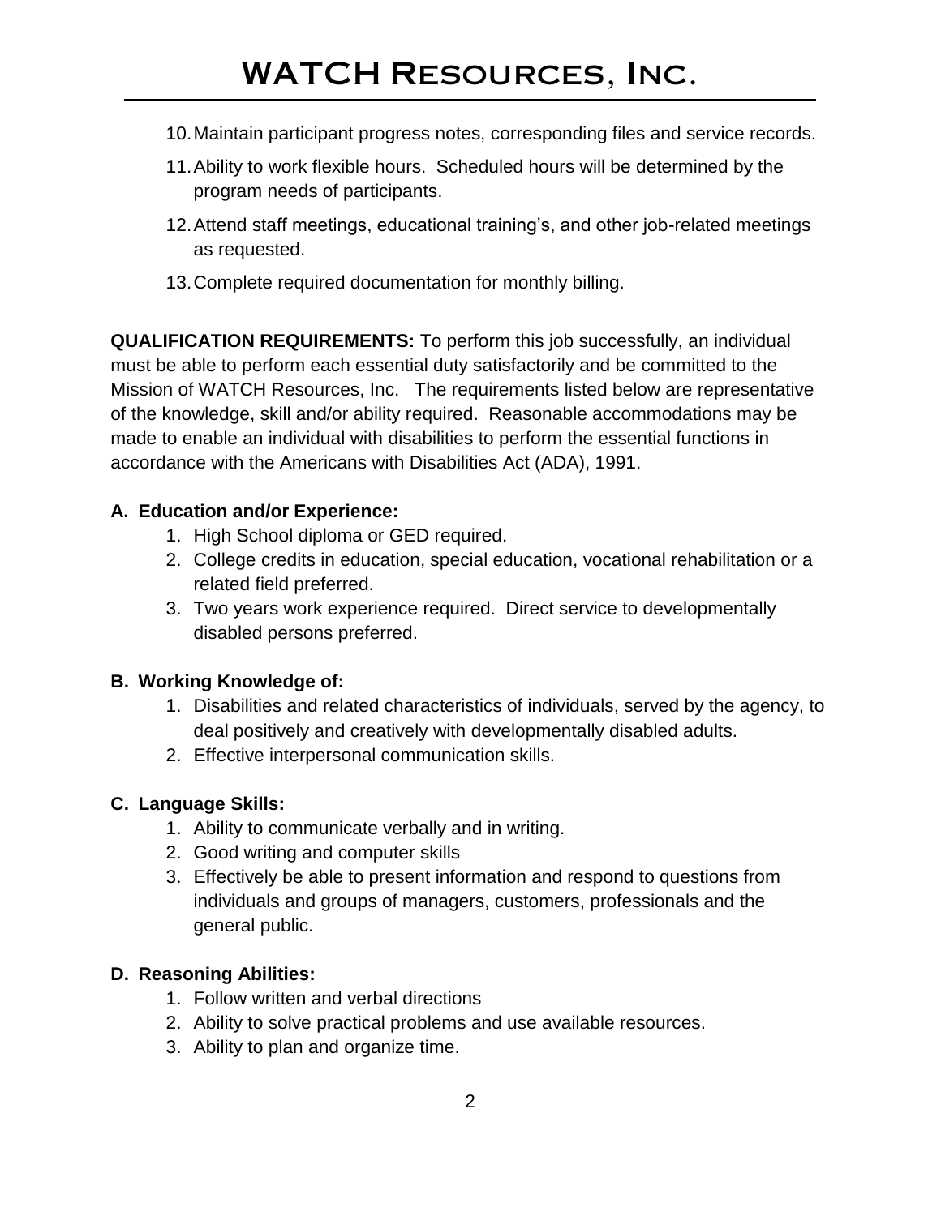10. Maintain participant progress notes, corresponding files and service records.
11. Ability to work flexible hours. Scheduled hours will be determined by the program needs of participants.
12. Attend staff meetings, educational training's, and other job-related meetings as requested.
13. Complete required documentation for monthly billing.

**QUALIFICATION REQUIREMENTS:** To perform this job successfully, an individual must be able to perform each essential duty satisfactorily and be committed to the Mission of WATCH Resources, Inc. The requirements listed below are representative of the knowledge, skill and/or ability required. Reasonable accommodations may be made to enable an individual with disabilities to perform the essential functions in accordance with the Americans with Disabilities Act (ADA), 1991.

**A. Education and/or Experience:**

1. High School diploma or GED required.
2. College credits in education, special education, vocational rehabilitation or a related field preferred.
3. Two years work experience required. Direct service to developmentally disabled persons preferred.

**B. Working Knowledge of:**

1. Disabilities and related characteristics of individuals, served by the agency, to deal positively and creatively with developmentally disabled adults.
2. Effective interpersonal communication skills.

**C. Language Skills:**

1. Ability to communicate verbally and in writing.
2. Good writing and computer skills
3. Effectively be able to present information and respond to questions from individuals and groups of managers, customers, professionals and the general public.

**D. Reasoning Abilities:**

1. Follow written and verbal directions
2. Ability to solve practical problems and use available resources.
3. Ability to plan and organize time.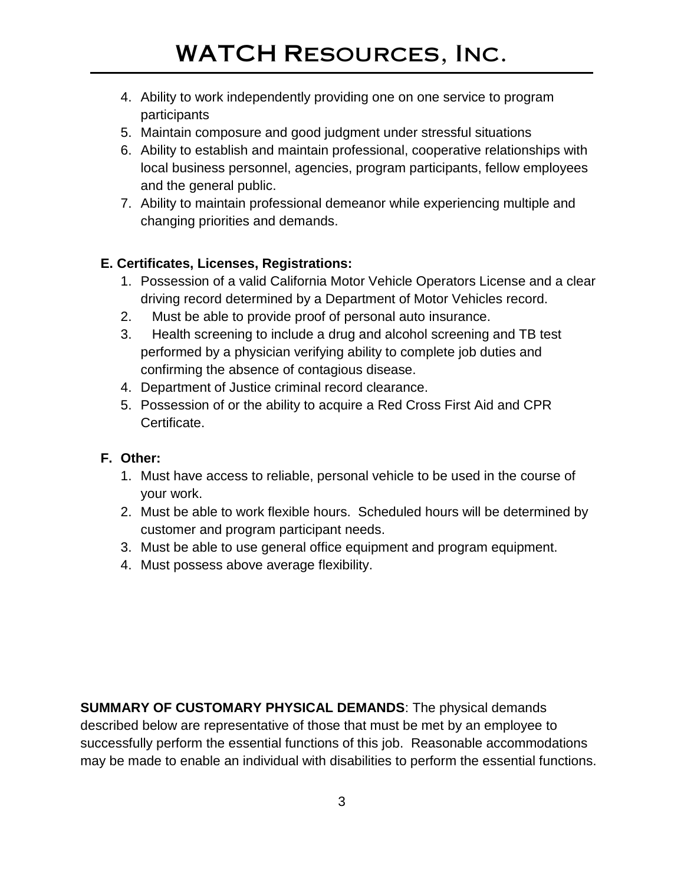4. Ability to work independently providing one on one service to program participants
5. Maintain composure and good judgment under stressful situations
6. Ability to establish and maintain professional, cooperative relationships with local business personnel, agencies, program participants, fellow employees and the general public.
7. Ability to maintain professional demeanor while experiencing multiple and changing priorities and demands.

**E. Certificates, Licenses, Registrations:**

1. Possession of a valid California Motor Vehicle Operators License and a clear driving record determined by a Department of Motor Vehicles record.
2. Must be able to provide proof of personal auto insurance.
3. Health screening to include a drug and alcohol screening and TB test performed by a physician verifying ability to complete job duties and confirming the absence of contagious disease.
4. Department of Justice criminal record clearance.
5. Possession of or the ability to acquire a Red Cross First Aid and CPR Certificate.

**F. Other:**

1. Must have access to reliable, personal vehicle to be used in the course of your work.
2. Must be able to work flexible hours. Scheduled hours will be determined by customer and program participant needs.
3. Must be able to use general office equipment and program equipment.
4. Must possess above average flexibility.

**SUMMARY OF CUSTOMARY PHYSICAL DEMANDS**: The physical demands described below are representative of those that must be met by an employee to successfully perform the essential functions of this job. Reasonable accommodations may be made to enable an individual with disabilities to perform the essential functions.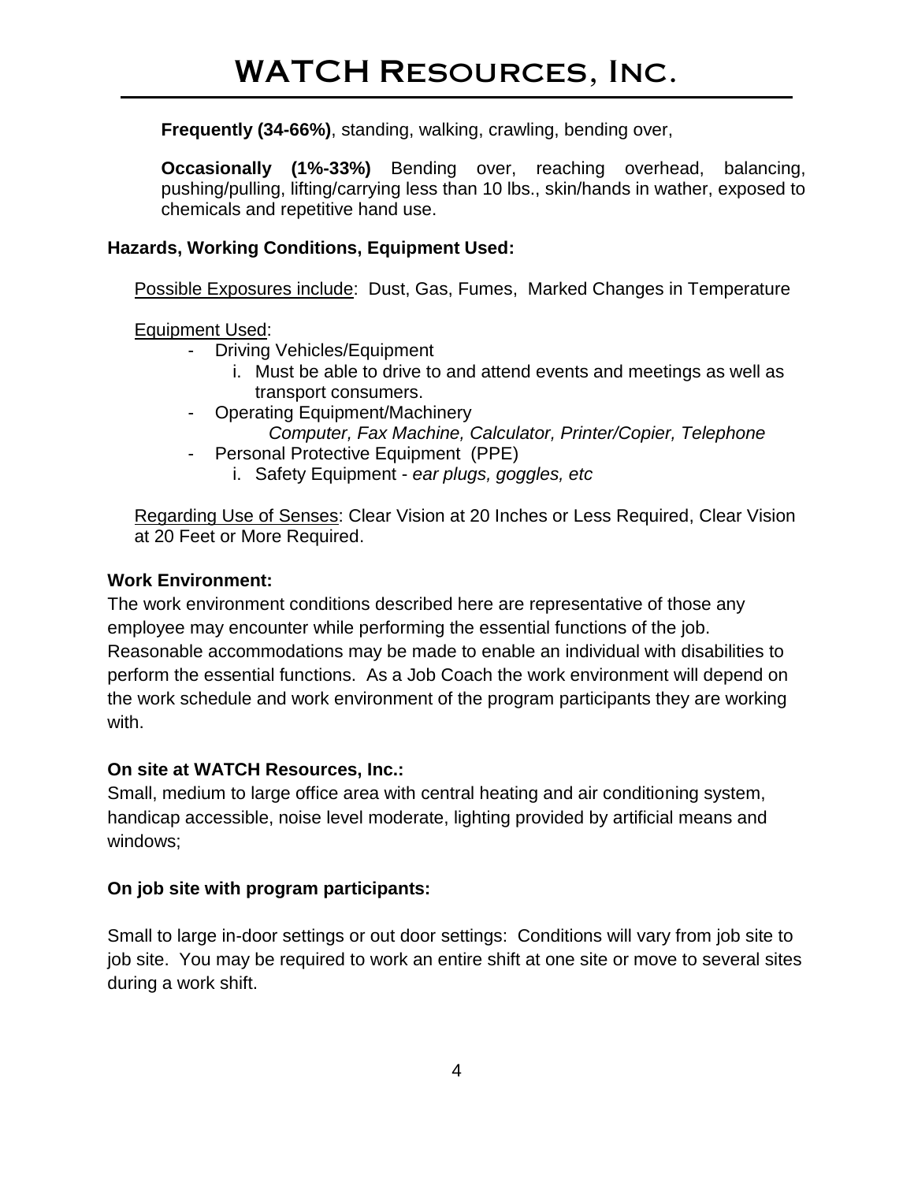**Frequently (34-66%)**, standing, walking, crawling, bending over,

**Occasionally (1%-33%)** Bending over, reaching overhead, balancing, pushing/pulling, lifting/carrying less than 10 lbs., skin/hands in wather, exposed to chemicals and repetitive hand use.

**Hazards, Working Conditions, Equipment Used:**

Possible Exposures include: Dust, Gas, Fumes, Marked Changes in Temperature

Equipment Used:

- Driving Vehicles/Equipment
  - i. Must be able to drive to and attend events and meetings as well as transport consumers.
- Operating Equipment/Machinery
  - *Computer, Fax Machine, Calculator, Printer/Copier, Telephone*
- Personal Protective Equipment (PPE)
  - i. Safety Equipment - *ear plugs, goggles, etc*

Regarding Use of Senses: Clear Vision at 20 Inches or Less Required, Clear Vision at 20 Feet or More Required.

**Work Environment:**

The work environment conditions described here are representative of those any employee may encounter while performing the essential functions of the job. Reasonable accommodations may be made to enable an individual with disabilities to perform the essential functions. As a Job Coach the work environment will depend on the work schedule and work environment of the program participants they are working with.

**On site at WATCH Resources, Inc.:**

Small, medium to large office area with central heating and air conditioning system, handicap accessible, noise level moderate, lighting provided by artificial means and windows;

**On job site with program participants:**

Small to large in-door settings or out door settings: Conditions will vary from job site to job site. You may be required to work an entire shift at one site or move to several sites during a work shift.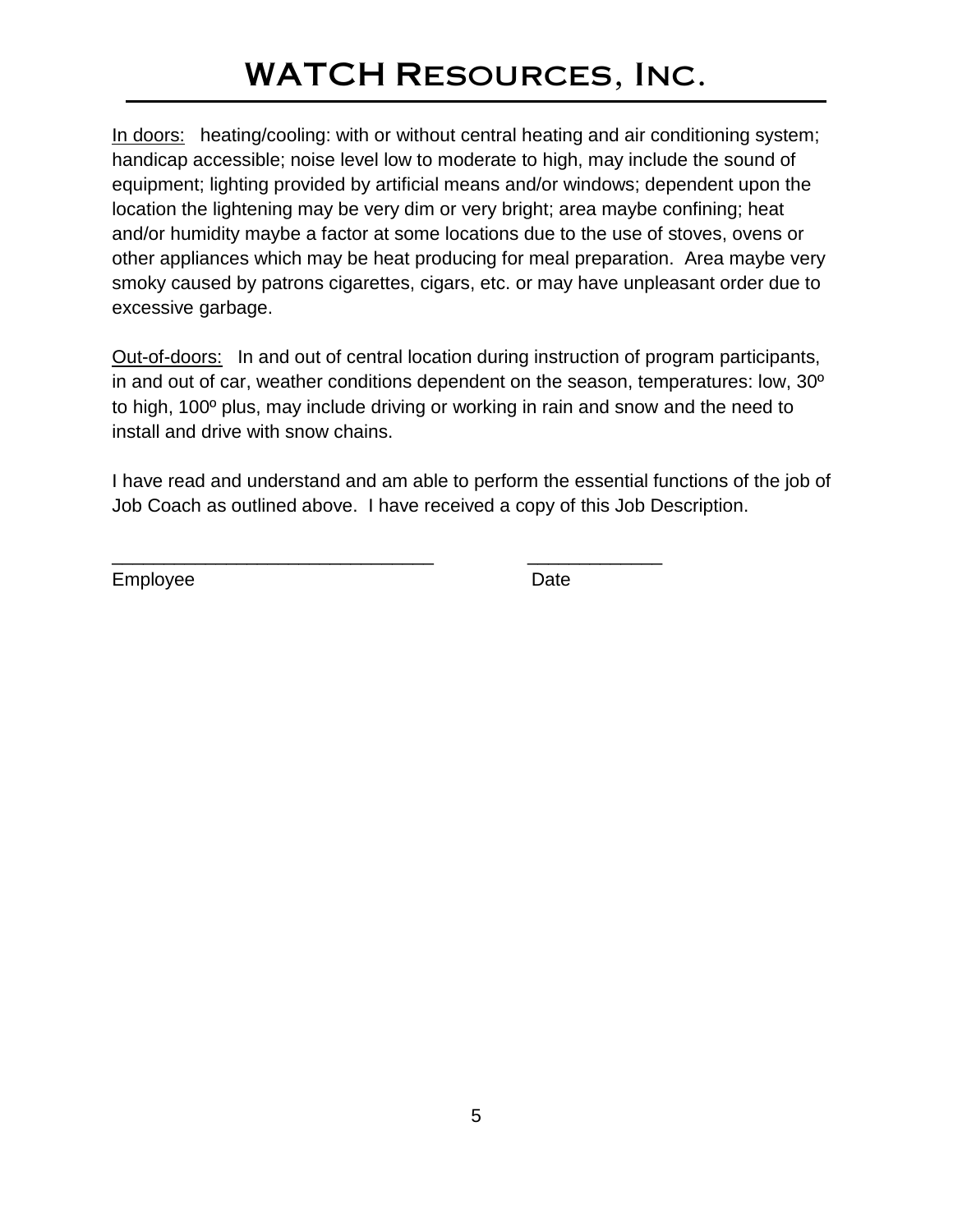# WATCH Resources, Inc.

In doors: heating/cooling: with or without central heating and air conditioning system; handicap accessible; noise level low to moderate to high, may include the sound of equipment; lighting provided by artificial means and/or windows; dependent upon the location the lightening may be very dim or very bright; area maybe confining; heat and/or humidity maybe a factor at some locations due to the use of stoves, ovens or other appliances which may be heat producing for meal preparation. Area maybe very smoky caused by patrons cigarettes, cigars, etc. or may have unpleasant order due to excessive garbage.

Out-of-doors: In and out of central location during instruction of program participants, in and out of car, weather conditions dependent on the season, temperatures: low, 30º to high, 100º plus, may include driving or working in rain and snow and the need to install and drive with snow chains.

I have read and understand and am able to perform the essential functions of the job of Job Coach as outlined above. I have received a copy of this Job Description.

_______________________________ _____________

Employee Date